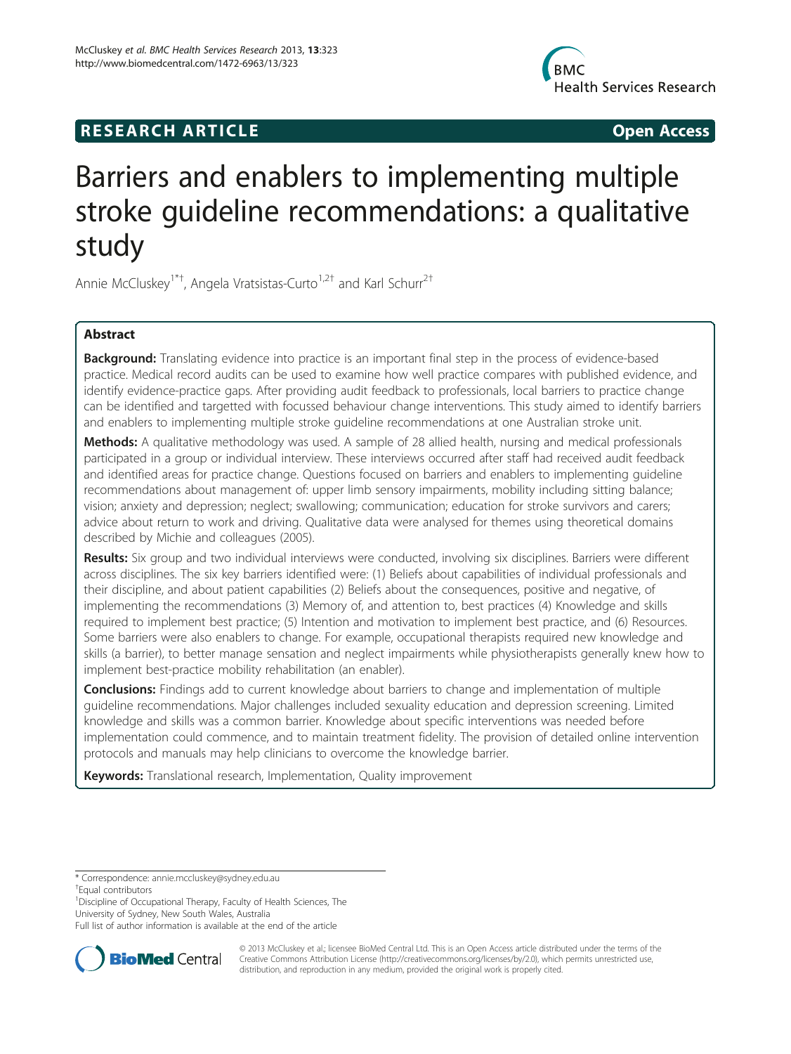RESEARCH ARTICLE Open Access

# Barriers and enablers to implementing multiple stroke guideline recommendations: a qualitative study

Annie McCluskey[1*†], Angela Vratsistas-Curto[1,2†] and Karl Schurr[2†]

## Abstract

**Background:** Translating evidence into practice is an important final step in the process of evidence-based practice. Medical record audits can be used to examine how well practice compares with published evidence, and identify evidence-practice gaps. After providing audit feedback to professionals, local barriers to practice change can be identified and targetted with focussed behaviour change interventions. This study aimed to identify barriers and enablers to implementing multiple stroke guideline recommendations at one Australian stroke unit.

**Methods:** A qualitative methodology was used. A sample of 28 allied health, nursing and medical professionals participated in a group or individual interview. These interviews occurred after staff had received audit feedback and identified areas for practice change. Questions focused on barriers and enablers to implementing guideline recommendations about management of: upper limb sensory impairments, mobility including sitting balance; vision; anxiety and depression; neglect; swallowing; communication; education for stroke survivors and carers; advice about return to work and driving. Qualitative data were analysed for themes using theoretical domains described by Michie and colleagues (2005).

**Results:** Six group and two individual interviews were conducted, involving six disciplines. Barriers were different across disciplines. The six key barriers identified were: (1) Beliefs about capabilities of individual professionals and their discipline, and about patient capabilities (2) Beliefs about the consequences, positive and negative, of implementing the recommendations (3) Memory of, and attention to, best practices (4) Knowledge and skills required to implement best practice; (5) Intention and motivation to implement best practice, and (6) Resources. Some barriers were also enablers to change. For example, occupational therapists required new knowledge and skills (a barrier), to better manage sensation and neglect impairments while physiotherapists generally knew how to implement best-practice mobility rehabilitation (an enabler).

**Conclusions:** Findings add to current knowledge about barriers to change and implementation of multiple guideline recommendations. Major challenges included sexuality education and depression screening. Limited knowledge and skills was a common barrier. Knowledge about specific interventions was needed before implementation could commence, and to maintain treatment fidelity. The provision of detailed online intervention protocols and manuals may help clinicians to overcome the knowledge barrier.

**Keywords:** Translational research, Implementation, Quality improvement

\* Correspondence: annie.mccluskey@sydney.edu.au

†Equal contributors

[1]Discipline of Occupational Therapy, Faculty of Health Sciences, The University of Sydney, New South Wales, Australia

Full list of author information is available at the end of the article

© 2013 McCluskey et al.; licensee BioMed Central Ltd. This is an Open Access article distributed under the terms of the Creative Commons Attribution License (http://creativecommons.org/licenses/by/2.0), which permits unrestricted use, distribution, and reproduction in any medium, provided the original work is properly cited.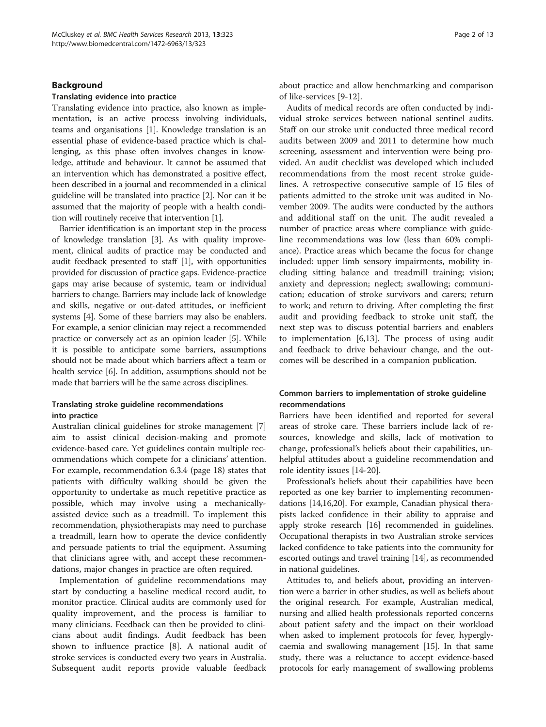## Background

### Translating evidence into practice

Translating evidence into practice, also known as implementation, is an active process involving individuals, teams and organisations [1]. Knowledge translation is an essential phase of evidence-based practice which is challenging, as this phase often involves changes in knowledge, attitude and behaviour. It cannot be assumed that an intervention which has demonstrated a positive effect, been described in a journal and recommended in a clinical guideline will be translated into practice [2]. Nor can it be assumed that the majority of people with a health condition will routinely receive that intervention [1].

Barrier identification is an important step in the process of knowledge translation [3]. As with quality improvement, clinical audits of practice may be conducted and audit feedback presented to staff [1], with opportunities provided for discussion of practice gaps. Evidence-practice gaps may arise because of systemic, team or individual barriers to change. Barriers may include lack of knowledge and skills, negative or out-dated attitudes, or inefficient systems [4]. Some of these barriers may also be enablers. For example, a senior clinician may reject a recommended practice or conversely act as an opinion leader [5]. While it is possible to anticipate some barriers, assumptions should not be made about which barriers affect a team or health service [6]. In addition, assumptions should not be made that barriers will be the same across disciplines.

### Translating stroke guideline recommendations into practice

Australian clinical guidelines for stroke management [7] aim to assist clinical decision-making and promote evidence-based care. Yet guidelines contain multiple recommendations which compete for a clinicians' attention. For example, recommendation 6.3.4 (page 18) states that patients with difficulty walking should be given the opportunity to undertake as much repetitive practice as possible, which may involve using a mechanically-assisted device such as a treadmill. To implement this recommendation, physiotherapists may need to purchase a treadmill, learn how to operate the device confidently and persuade patients to trial the equipment. Assuming that clinicians agree with, and accept these recommendations, major changes in practice are often required.

Implementation of guideline recommendations may start by conducting a baseline medical record audit, to monitor practice. Clinical audits are commonly used for quality improvement, and the process is familiar to many clinicians. Feedback can then be provided to clinicians about audit findings. Audit feedback has been shown to influence practice [8]. A national audit of stroke services is conducted every two years in Australia. Subsequent audit reports provide valuable feedback about practice and allow benchmarking and comparison of like-services [9-12].

Audits of medical records are often conducted by individual stroke services between national sentinel audits. Staff on our stroke unit conducted three medical record audits between 2009 and 2011 to determine how much screening, assessment and intervention were being provided. An audit checklist was developed which included recommendations from the most recent stroke guidelines. A retrospective consecutive sample of 15 files of patients admitted to the stroke unit was audited in November 2009. The audits were conducted by the authors and additional staff on the unit. The audit revealed a number of practice areas where compliance with guideline recommendations was low (less than 60% compliance). Practice areas which became the focus for change included: upper limb sensory impairments, mobility including sitting balance and treadmill training; vision; anxiety and depression; neglect; swallowing; communication; education of stroke survivors and carers; return to work; and return to driving. After completing the first audit and providing feedback to stroke unit staff, the next step was to discuss potential barriers and enablers to implementation [6,13]. The process of using audit and feedback to drive behaviour change, and the outcomes will be described in a companion publication.

### Common barriers to implementation of stroke guideline recommendations

Barriers have been identified and reported for several areas of stroke care. These barriers include lack of resources, knowledge and skills, lack of motivation to change, professional's beliefs about their capabilities, unhelpful attitudes about a guideline recommendation and role identity issues [14-20].

Professional's beliefs about their capabilities have been reported as one key barrier to implementing recommendations [14,16,20]. For example, Canadian physical therapists lacked confidence in their ability to appraise and apply stroke research [16] recommended in guidelines. Occupational therapists in two Australian stroke services lacked confidence to take patients into the community for escorted outings and travel training [14], as recommended in national guidelines.

Attitudes to, and beliefs about, providing an intervention were a barrier in other studies, as well as beliefs about the original research. For example, Australian medical, nursing and allied health professionals reported concerns about patient safety and the impact on their workload when asked to implement protocols for fever, hyperglycaemia and swallowing management [15]. In that same study, there was a reluctance to accept evidence-based protocols for early management of swallowing problems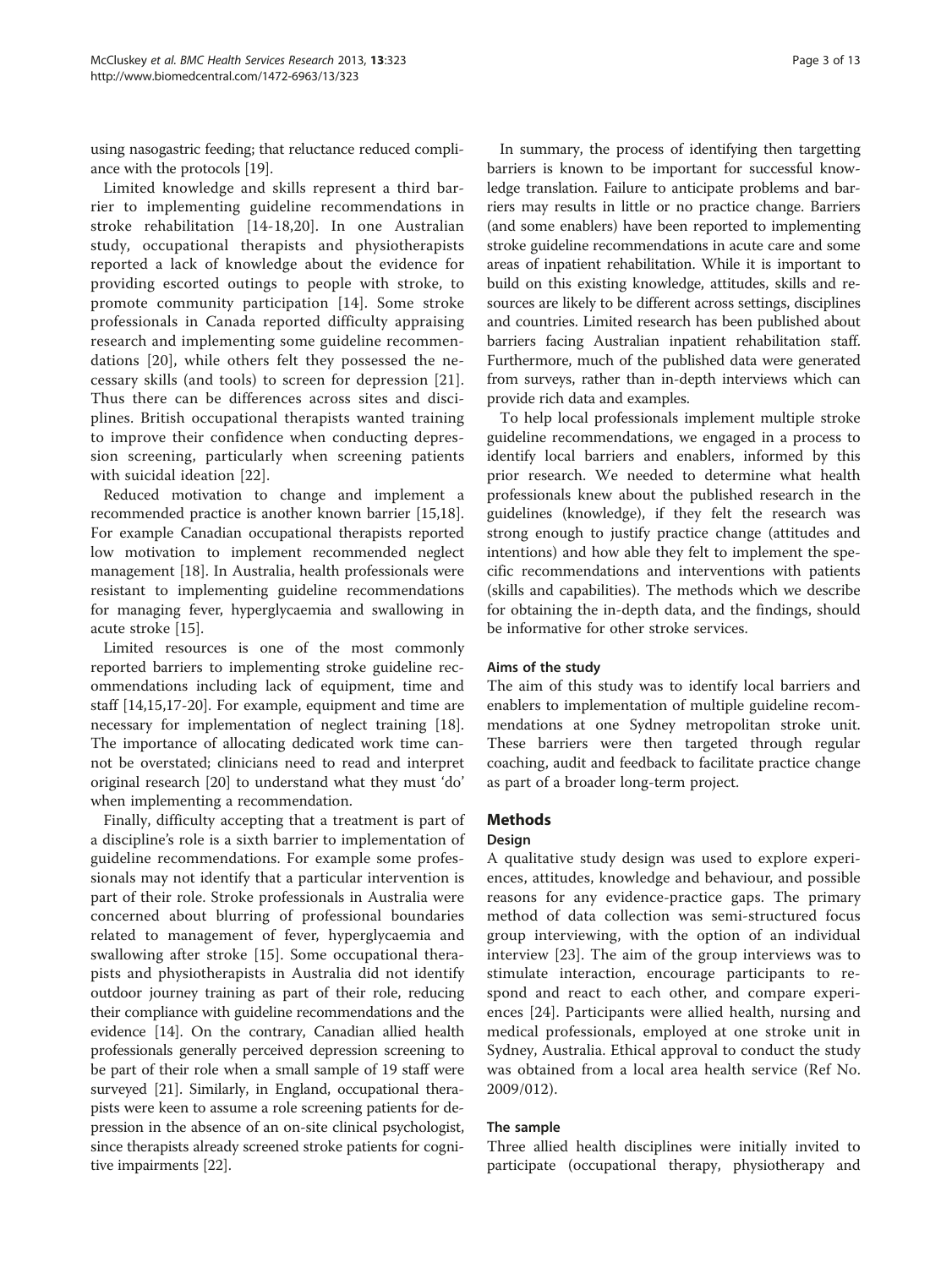using nasogastric feeding; that reluctance reduced compliance with the protocols [19].

Limited knowledge and skills represent a third barrier to implementing guideline recommendations in stroke rehabilitation [14-18,20]. In one Australian study, occupational therapists and physiotherapists reported a lack of knowledge about the evidence for providing escorted outings to people with stroke, to promote community participation [14]. Some stroke professionals in Canada reported difficulty appraising research and implementing some guideline recommendations [20], while others felt they possessed the necessary skills (and tools) to screen for depression [21]. Thus there can be differences across sites and disciplines. British occupational therapists wanted training to improve their confidence when conducting depression screening, particularly when screening patients with suicidal ideation [22].

Reduced motivation to change and implement a recommended practice is another known barrier [15,18]. For example Canadian occupational therapists reported low motivation to implement recommended neglect management [18]. In Australia, health professionals were resistant to implementing guideline recommendations for managing fever, hyperglycaemia and swallowing in acute stroke [15].

Limited resources is one of the most commonly reported barriers to implementing stroke guideline recommendations including lack of equipment, time and staff [14,15,17-20]. For example, equipment and time are necessary for implementation of neglect training [18]. The importance of allocating dedicated work time cannot be overstated; clinicians need to read and interpret original research [20] to understand what they must 'do' when implementing a recommendation.

Finally, difficulty accepting that a treatment is part of a discipline's role is a sixth barrier to implementation of guideline recommendations. For example some professionals may not identify that a particular intervention is part of their role. Stroke professionals in Australia were concerned about blurring of professional boundaries related to management of fever, hyperglycaemia and swallowing after stroke [15]. Some occupational therapists and physiotherapists in Australia did not identify outdoor journey training as part of their role, reducing their compliance with guideline recommendations and the evidence [14]. On the contrary, Canadian allied health professionals generally perceived depression screening to be part of their role when a small sample of 19 staff were surveyed [21]. Similarly, in England, occupational therapists were keen to assume a role screening patients for depression in the absence of an on-site clinical psychologist, since therapists already screened stroke patients for cognitive impairments [22].

In summary, the process of identifying then targetting barriers is known to be important for successful knowledge translation. Failure to anticipate problems and barriers may results in little or no practice change. Barriers (and some enablers) have been reported to implementing stroke guideline recommendations in acute care and some areas of inpatient rehabilitation. While it is important to build on this existing knowledge, attitudes, skills and resources are likely to be different across settings, disciplines and countries. Limited research has been published about barriers facing Australian inpatient rehabilitation staff. Furthermore, much of the published data were generated from surveys, rather than in-depth interviews which can provide rich data and examples.

To help local professionals implement multiple stroke guideline recommendations, we engaged in a process to identify local barriers and enablers, informed by this prior research. We needed to determine what health professionals knew about the published research in the guidelines (knowledge), if they felt the research was strong enough to justify practice change (attitudes and intentions) and how able they felt to implement the specific recommendations and interventions with patients (skills and capabilities). The methods which we describe for obtaining the in-depth data, and the findings, should be informative for other stroke services.

### Aims of the study

The aim of this study was to identify local barriers and enablers to implementation of multiple guideline recommendations at one Sydney metropolitan stroke unit. These barriers were then targeted through regular coaching, audit and feedback to facilitate practice change as part of a broader long-term project.

## Methods

### Design

A qualitative study design was used to explore experiences, attitudes, knowledge and behaviour, and possible reasons for any evidence-practice gaps. The primary method of data collection was semi-structured focus group interviewing, with the option of an individual interview [23]. The aim of the group interviews was to stimulate interaction, encourage participants to respond and react to each other, and compare experiences [24]. Participants were allied health, nursing and medical professionals, employed at one stroke unit in Sydney, Australia. Ethical approval to conduct the study was obtained from a local area health service (Ref No. 2009/012).

### The sample

Three allied health disciplines were initially invited to participate (occupational therapy, physiotherapy and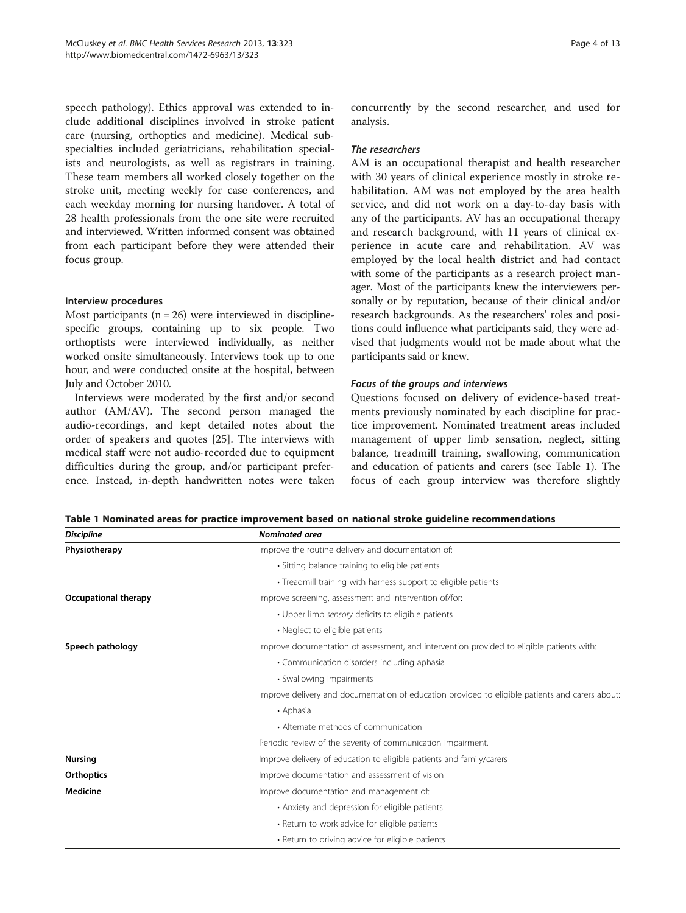speech pathology). Ethics approval was extended to include additional disciplines involved in stroke patient care (nursing, orthoptics and medicine). Medical subspecialties included geriatricians, rehabilitation specialists and neurologists, as well as registrars in training. These team members all worked closely together on the stroke unit, meeting weekly for case conferences, and each weekday morning for nursing handover. A total of 28 health professionals from the one site were recruited and interviewed. Written informed consent was obtained from each participant before they were attended their focus group.

### Interview procedures

Most participants (n = 26) were interviewed in discipline-specific groups, containing up to six people. Two orthoptists were interviewed individually, as neither worked onsite simultaneously. Interviews took up to one hour, and were conducted onsite at the hospital, between July and October 2010.

Interviews were moderated by the first and/or second author (AM/AV). The second person managed the audio-recordings, and kept detailed notes about the order of speakers and quotes [25]. The interviews with medical staff were not audio-recorded due to equipment difficulties during the group, and/or participant preference. Instead, in-depth handwritten notes were taken concurrently by the second researcher, and used for analysis.

#### *The researchers*

AM is an occupational therapist and health researcher with 30 years of clinical experience mostly in stroke rehabilitation. AM was not employed by the area health service, and did not work on a day-to-day basis with any of the participants. AV has an occupational therapy and research background, with 11 years of clinical experience in acute care and rehabilitation. AV was employed by the local health district and had contact with some of the participants as a research project manager. Most of the participants knew the interviewers personally or by reputation, because of their clinical and/or research backgrounds. As the researchers' roles and positions could influence what participants said, they were advised that judgments would not be made about what the participants said or knew.

#### *Focus of the groups and interviews*

Questions focused on delivery of evidence-based treatments previously nominated by each discipline for practice improvement. Nominated treatment areas included management of upper limb sensation, neglect, sitting balance, treadmill training, swallowing, communication and education of patients and carers (see Table 1). The focus of each group interview was therefore slightly

**Table 1 Nominated areas for practice improvement based on national stroke guideline recommendations**

| *Discipline* | *Nominated area* |
|---|---|
| **Physiotherapy** | Improve the routine delivery and documentation of: |
| | • Sitting balance training to eligible patients |
| | • Treadmill training with harness support to eligible patients |
| **Occupational therapy** | Improve screening, assessment and intervention of/for: |
| | • Upper limb *sensory* deficits to eligible patients |
| | • Neglect to eligible patients |
| **Speech pathology** | Improve documentation of assessment, and intervention provided to eligible patients with: |
| | • Communication disorders including aphasia |
| | • Swallowing impairments |
| | Improve delivery and documentation of education provided to eligible patients and carers about: |
| | • Aphasia |
| | • Alternate methods of communication |
| | Periodic review of the severity of communication impairment. |
| **Nursing** | Improve delivery of education to eligible patients and family/carers |
| **Orthoptics** | Improve documentation and assessment of vision |
| **Medicine** | Improve documentation and management of: |
| | • Anxiety and depression for eligible patients |
| | • Return to work advice for eligible patients |
| | • Return to driving advice for eligible patients |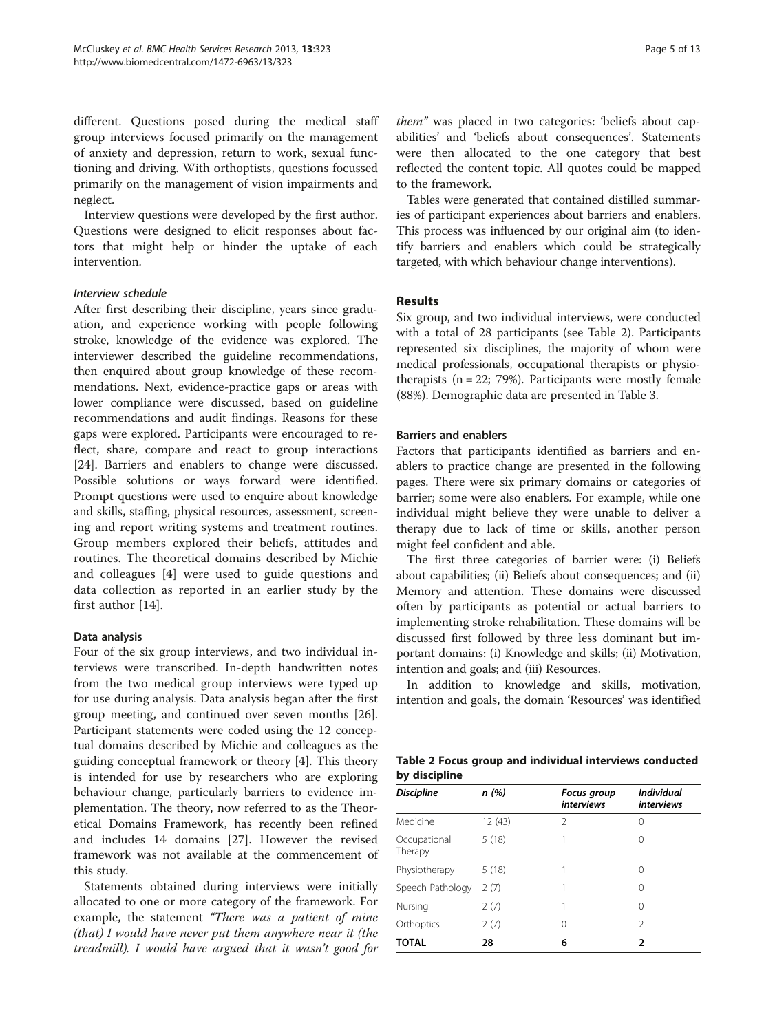different. Questions posed during the medical staff group interviews focused primarily on the management of anxiety and depression, return to work, sexual functioning and driving. With orthoptists, questions focussed primarily on the management of vision impairments and neglect.

Interview questions were developed by the first author. Questions were designed to elicit responses about factors that might help or hinder the uptake of each intervention.

#### *Interview schedule*

After first describing their discipline, years since graduation, and experience working with people following stroke, knowledge of the evidence was explored. The interviewer described the guideline recommendations, then enquired about group knowledge of these recommendations. Next, evidence-practice gaps or areas with lower compliance were discussed, based on guideline recommendations and audit findings. Reasons for these gaps were explored. Participants were encouraged to reflect, share, compare and react to group interactions [24]. Barriers and enablers to change were discussed. Possible solutions or ways forward were identified. Prompt questions were used to enquire about knowledge and skills, staffing, physical resources, assessment, screening and report writing systems and treatment routines. Group members explored their beliefs, attitudes and routines. The theoretical domains described by Michie and colleagues [4] were used to guide questions and data collection as reported in an earlier study by the first author [14].

### Data analysis

Four of the six group interviews, and two individual interviews were transcribed. In-depth handwritten notes from the two medical group interviews were typed up for use during analysis. Data analysis began after the first group meeting, and continued over seven months [26]. Participant statements were coded using the 12 conceptual domains described by Michie and colleagues as the guiding conceptual framework or theory [4]. This theory is intended for use by researchers who are exploring behaviour change, particularly barriers to evidence implementation. The theory, now referred to as the Theoretical Domains Framework, has recently been refined and includes 14 domains [27]. However the revised framework was not available at the commencement of this study.

Statements obtained during interviews were initially allocated to one or more category of the framework. For example, the statement *"There was a patient of mine (that) I would have never put them anywhere near it (the treadmill). I would have argued that it wasn't good for them"* was placed in two categories: 'beliefs about capabilities' and 'beliefs about consequences'. Statements were then allocated to the one category that best reflected the content topic. All quotes could be mapped to the framework.

Tables were generated that contained distilled summaries of participant experiences about barriers and enablers. This process was influenced by our original aim (to identify barriers and enablers which could be strategically targeted, with which behaviour change interventions).

## Results

Six group, and two individual interviews, were conducted with a total of 28 participants (see Table 2). Participants represented six disciplines, the majority of whom were medical professionals, occupational therapists or physiotherapists (n = 22; 79%). Participants were mostly female (88%). Demographic data are presented in Table 3.

### Barriers and enablers

Factors that participants identified as barriers and enablers to practice change are presented in the following pages. There were six primary domains or categories of barrier; some were also enablers. For example, while one individual might believe they were unable to deliver a therapy due to lack of time or skills, another person might feel confident and able.

The first three categories of barrier were: (i) Beliefs about capabilities; (ii) Beliefs about consequences; and (ii) Memory and attention. These domains were discussed often by participants as potential or actual barriers to implementing stroke rehabilitation. These domains will be discussed first followed by three less dominant but important domains: (i) Knowledge and skills; (ii) Motivation, intention and goals; and (iii) Resources.

In addition to knowledge and skills, motivation, intention and goals, the domain 'Resources' was identified

**Table 2 Focus group and individual interviews conducted by discipline**

| *Discipline* | *n (%)* | *Focus group interviews* | *Individual interviews* |
|---|---|---|---|
| Medicine | 12 (43) | 2 | 0 |
| Occupational Therapy | 5 (18) | 1 | 0 |
| Physiotherapy | 5 (18) | 1 | 0 |
| Speech Pathology | 2 (7) | 1 | 0 |
| Nursing | 2 (7) | 1 | 0 |
| Orthoptics | 2 (7) | 0 | 2 |
| **TOTAL** | **28** | **6** | **2** |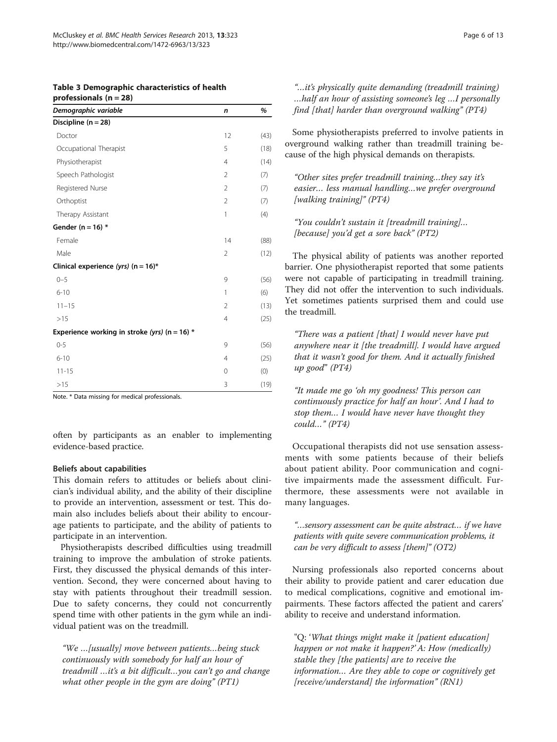**Table 3 Demographic characteristics of health professionals (n = 28)**

| Demographic variable | n | % |
|---|---|---|
| **Discipline (n = 28)** | | |
| Doctor | 12 | (43) |
| Occupational Therapist | 5 | (18) |
| Physiotherapist | 4 | (14) |
| Speech Pathologist | 2 | (7) |
| Registered Nurse | 2 | (7) |
| Orthoptist | 2 | (7) |
| Therapy Assistant | 1 | (4) |
| **Gender (n = 16) \*** | | |
| Female | 14 | (88) |
| Male | 2 | (12) |
| **Clinical experience *(yrs)* (n = 16)\*** | | |
| 0–5 | 9 | (56) |
| 6-10 | 1 | (6) |
| 11–15 | 2 | (13) |
| >15 | 4 | (25) |
| **Experience working in stroke *(yrs)* (n = 16) \*** | | |
| 0-5 | 9 | (56) |
| 6-10 | 4 | (25) |
| 11-15 | 0 | (0) |
| >15 | 3 | (19) |

Note. * Data missing for medical professionals.

often by participants as an enabler to implementing evidence-based practice.

### Beliefs about capabilities

This domain refers to attitudes or beliefs about clinician's individual ability, and the ability of their discipline to provide an intervention, assessment or test. This domain also includes beliefs about their ability to encourage patients to participate, and the ability of patients to participate in an intervention.

Physiotherapists described difficulties using treadmill training to improve the ambulation of stroke patients. First, they discussed the physical demands of this intervention. Second, they were concerned about having to stay with patients throughout their treadmill session. Due to safety concerns, they could not concurrently spend time with other patients in the gym while an individual patient was on the treadmill.

> *"We …[usually] move between patients…being stuck continuously with somebody for half an hour of treadmill …it's a bit difficult…you can't go and change what other people in the gym are doing" (PT1)*

> *"…it's physically quite demanding (treadmill training) …half an hour of assisting someone's leg …I personally find [that] harder than overground walking" (PT4)*

Some physiotherapists preferred to involve patients in overground walking rather than treadmill training because of the high physical demands on therapists.

> *"Other sites prefer treadmill training…they say it's easier… less manual handling…we prefer overground [walking training]" (PT4)*

> *"You couldn't sustain it [treadmill training]… [because] you'd get a sore back" (PT2)*

The physical ability of patients was another reported barrier. One physiotherapist reported that some patients were not capable of participating in treadmill training. They did not offer the intervention to such individuals. Yet sometimes patients surprised them and could use the treadmill.

> *"There was a patient [that] I would never have put anywhere near it [the treadmill]. I would have argued that it wasn't good for them. And it actually finished up good" (PT4)*

> *"It made me go 'oh my goodness! This person can continuously practice for half an hour'. And I had to stop them… I would have never have thought they could…" (PT4)*

Occupational therapists did not use sensation assessments with some patients because of their beliefs about patient ability. Poor communication and cognitive impairments made the assessment difficult. Furthermore, these assessments were not available in many languages.

> *"…sensory assessment can be quite abstract… if we have patients with quite severe communication problems, it can be very difficult to assess [them]" (OT2)*

Nursing professionals also reported concerns about their ability to provide patient and carer education due to medical complications, cognitive and emotional impairments. These factors affected the patient and carers' ability to receive and understand information.

> "Q: '*What things might make it [patient education] happen or not make it happen?' A: How (medically) stable they [the patients] are to receive the information… Are they able to cope or cognitively get [receive/understand] the information" (RN1)*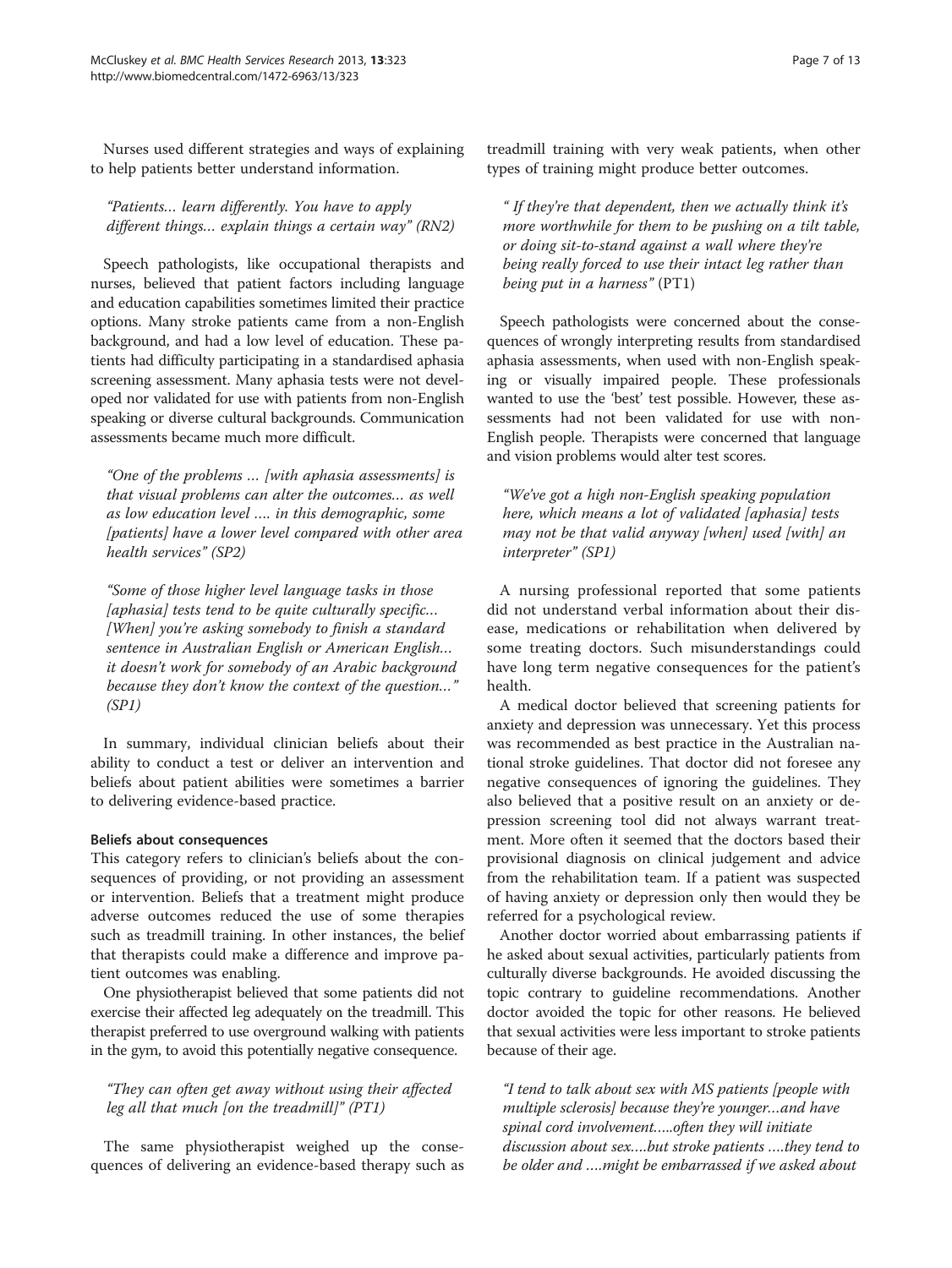Nurses used different strategies and ways of explaining to help patients better understand information.

> *"Patients… learn differently. You have to apply different things… explain things a certain way"* (RN2)

Speech pathologists, like occupational therapists and nurses, believed that patient factors including language and education capabilities sometimes limited their practice options. Many stroke patients came from a non-English background, and had a low level of education. These patients had difficulty participating in a standardised aphasia screening assessment. Many aphasia tests were not developed nor validated for use with patients from non-English speaking or diverse cultural backgrounds. Communication assessments became much more difficult.

> *"One of the problems … [with aphasia assessments] is that visual problems can alter the outcomes… as well as low education level …. in this demographic, some [patients] have a lower level compared with other area health services" (SP2)*

> *"Some of those higher level language tasks in those [aphasia] tests tend to be quite culturally specific… [When] you're asking somebody to finish a standard sentence in Australian English or American English… it doesn't work for somebody of an Arabic background because they don't know the context of the question…" (SP1)*

In summary, individual clinician beliefs about their ability to conduct a test or deliver an intervention and beliefs about patient abilities were sometimes a barrier to delivering evidence-based practice.

#### Beliefs about consequences

This category refers to clinician's beliefs about the consequences of providing, or not providing an assessment or intervention. Beliefs that a treatment might produce adverse outcomes reduced the use of some therapies such as treadmill training. In other instances, the belief that therapists could make a difference and improve patient outcomes was enabling.

One physiotherapist believed that some patients did not exercise their affected leg adequately on the treadmill. This therapist preferred to use overground walking with patients in the gym, to avoid this potentially negative consequence.

> *"They can often get away without using their affected leg all that much [on the treadmill]" (PT1)*

The same physiotherapist weighed up the consequences of delivering an evidence-based therapy such as treadmill training with very weak patients, when other types of training might produce better outcomes.

> *" If they're that dependent, then we actually think it's more worthwhile for them to be pushing on a tilt table, or doing sit-to-stand against a wall where they're being really forced to use their intact leg rather than being put in a harness"* (PT1)

Speech pathologists were concerned about the consequences of wrongly interpreting results from standardised aphasia assessments, when used with non-English speaking or visually impaired people. These professionals wanted to use the 'best' test possible. However, these assessments had not been validated for use with non-English people. Therapists were concerned that language and vision problems would alter test scores.

> *"We've got a high non-English speaking population here, which means a lot of validated [aphasia] tests may not be that valid anyway [when] used [with] an interpreter" (SP1)*

A nursing professional reported that some patients did not understand verbal information about their disease, medications or rehabilitation when delivered by some treating doctors. Such misunderstandings could have long term negative consequences for the patient's health.

A medical doctor believed that screening patients for anxiety and depression was unnecessary. Yet this process was recommended as best practice in the Australian national stroke guidelines. That doctor did not foresee any negative consequences of ignoring the guidelines. They also believed that a positive result on an anxiety or depression screening tool did not always warrant treatment. More often it seemed that the doctors based their provisional diagnosis on clinical judgement and advice from the rehabilitation team. If a patient was suspected of having anxiety or depression only then would they be referred for a psychological review.

Another doctor worried about embarrassing patients if he asked about sexual activities, particularly patients from culturally diverse backgrounds. He avoided discussing the topic contrary to guideline recommendations. Another doctor avoided the topic for other reasons. He believed that sexual activities were less important to stroke patients because of their age.

> *"I tend to talk about sex with MS patients [people with multiple sclerosis] because they're younger…and have spinal cord involvement…..often they will initiate discussion about sex….but stroke patients ….they tend to be older and ….might be embarrassed if we asked about*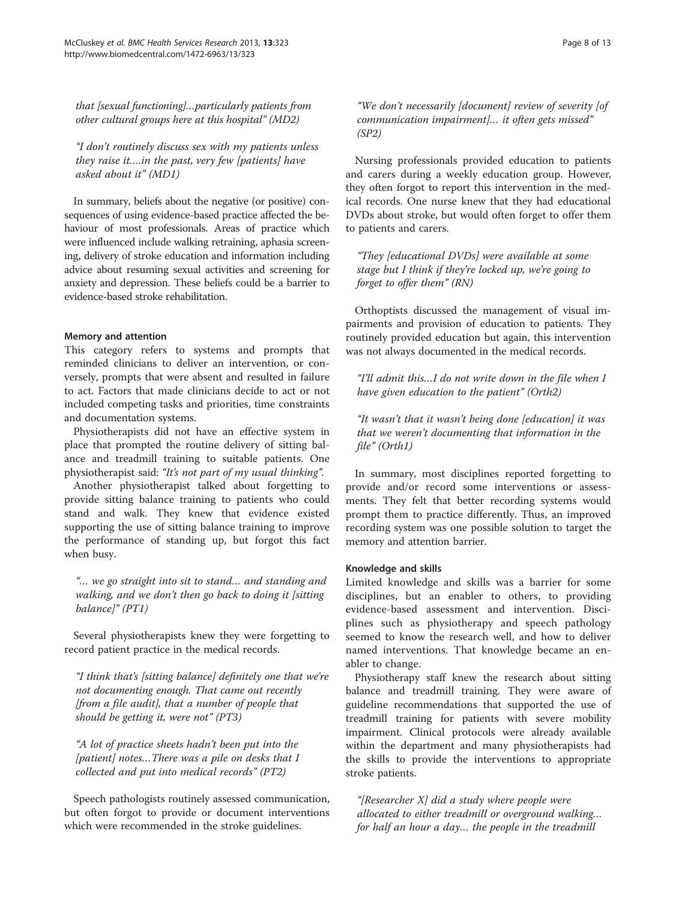*that [sexual functioning]…particularly patients from other cultural groups here at this hospital" (MD2)*

*"I don't routinely discuss sex with my patients unless they raise it….in the past, very few [patients] have asked about it" (MD1)*

In summary, beliefs about the negative (or positive) consequences of using evidence-based practice affected the behaviour of most professionals. Areas of practice which were influenced include walking retraining, aphasia screening, delivery of stroke education and information including advice about resuming sexual activities and screening for anxiety and depression. These beliefs could be a barrier to evidence-based stroke rehabilitation.

### Memory and attention

This category refers to systems and prompts that reminded clinicians to deliver an intervention, or conversely, prompts that were absent and resulted in failure to act. Factors that made clinicians decide to act or not included competing tasks and priorities, time constraints and documentation systems.

Physiotherapists did not have an effective system in place that prompted the routine delivery of sitting balance and treadmill training to suitable patients. One physiotherapist said: *"It's not part of my usual thinking"*.

Another physiotherapist talked about forgetting to provide sitting balance training to patients who could stand and walk. They knew that evidence existed supporting the use of sitting balance training to improve the performance of standing up, but forgot this fact when busy.

*"… we go straight into sit to stand… and standing and walking, and we don't then go back to doing it [sitting balance]" (PT1)*

Several physiotherapists knew they were forgetting to record patient practice in the medical records.

*"I think that's [sitting balance] definitely one that we're not documenting enough. That came out recently [from a file audit], that a number of people that should be getting it, were not" (PT3)*

*"A lot of practice sheets hadn't been put into the [patient] notes…There was a pile on desks that I collected and put into medical records" (PT2)*

Speech pathologists routinely assessed communication, but often forgot to provide or document interventions which were recommended in the stroke guidelines.

*"We don't necessarily [document] review of severity [of communication impairment]… it often gets missed" (SP2)*

Nursing professionals provided education to patients and carers during a weekly education group. However, they often forgot to report this intervention in the medical records. One nurse knew that they had educational DVDs about stroke, but would often forget to offer them to patients and carers.

*"They [educational DVDs] were available at some stage but I think if they're locked up, we're going to forget to offer them" (RN)*

Orthoptists discussed the management of visual impairments and provision of education to patients. They routinely provided education but again, this intervention was not always documented in the medical records.

*"I'll admit this…I do not write down in the file when I have given education to the patient" (Orth2)*

*"It wasn't that it wasn't being done [education] it was that we weren't documenting that information in the file" (Orth1)*

In summary, most disciplines reported forgetting to provide and/or record some interventions or assessments. They felt that better recording systems would prompt them to practice differently. Thus, an improved recording system was one possible solution to target the memory and attention barrier.

### Knowledge and skills

Limited knowledge and skills was a barrier for some disciplines, but an enabler to others, to providing evidence-based assessment and intervention. Disciplines such as physiotherapy and speech pathology seemed to know the research well, and how to deliver named interventions. That knowledge became an enabler to change.

Physiotherapy staff knew the research about sitting balance and treadmill training. They were aware of guideline recommendations that supported the use of treadmill training for patients with severe mobility impairment. Clinical protocols were already available within the department and many physiotherapists had the skills to provide the interventions to appropriate stroke patients.

*"[Researcher X] did a study where people were allocated to either treadmill or overground walking… for half an hour a day… the people in the treadmill*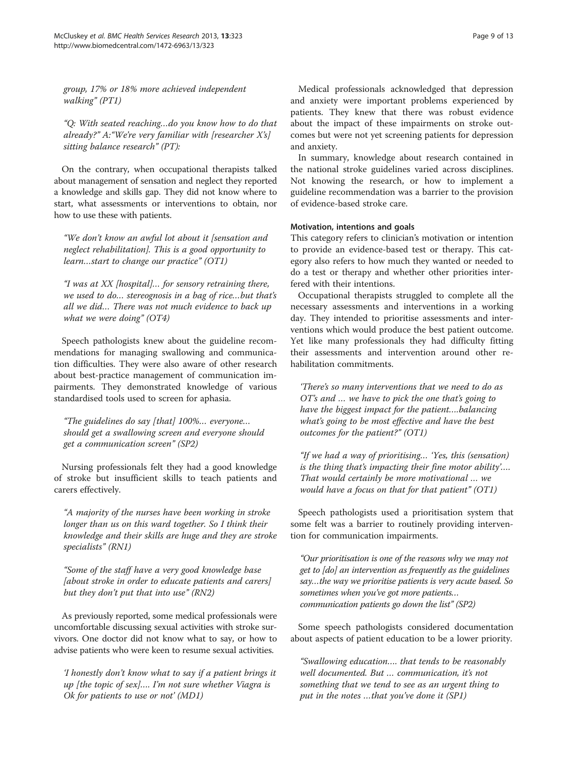*group, 17% or 18% more achieved independent walking" (PT1)*

*"Q: With seated reaching…do you know how to do that already?" A:"We're very familiar with [researcher X's] sitting balance research" (PT):*

On the contrary, when occupational therapists talked about management of sensation and neglect they reported a knowledge and skills gap. They did not know where to start, what assessments or interventions to obtain, nor how to use these with patients.

*"We don't know an awful lot about it [sensation and neglect rehabilitation]. This is a good opportunity to learn…start to change our practice" (OT1)*

*"I was at XX [hospital]… for sensory retraining there, we used to do… stereognosis in a bag of rice…but that's all we did… There was not much evidence to back up what we were doing" (OT4)*

Speech pathologists knew about the guideline recommendations for managing swallowing and communication difficulties. They were also aware of other research about best-practice management of communication impairments. They demonstrated knowledge of various standardised tools used to screen for aphasia.

*"The guidelines do say [that] 100%… everyone… should get a swallowing screen and everyone should get a communication screen" (SP2)*

Nursing professionals felt they had a good knowledge of stroke but insufficient skills to teach patients and carers effectively.

*"A majority of the nurses have been working in stroke longer than us on this ward together. So I think their knowledge and their skills are huge and they are stroke specialists" (RN1)*

*"Some of the staff have a very good knowledge base [about stroke in order to educate patients and carers] but they don't put that into use" (RN2)*

As previously reported, some medical professionals were uncomfortable discussing sexual activities with stroke survivors. One doctor did not know what to say, or how to advise patients who were keen to resume sexual activities.

*'I honestly don't know what to say if a patient brings it up [the topic of sex]…. I'm not sure whether Viagra is Ok for patients to use or not' (MD1)*

Medical professionals acknowledged that depression and anxiety were important problems experienced by patients. They knew that there was robust evidence about the impact of these impairments on stroke outcomes but were not yet screening patients for depression and anxiety.

In summary, knowledge about research contained in the national stroke guidelines varied across disciplines. Not knowing the research, or how to implement a guideline recommendation was a barrier to the provision of evidence-based stroke care.

#### Motivation, intentions and goals

This category refers to clinician's motivation or intention to provide an evidence-based test or therapy. This category also refers to how much they wanted or needed to do a test or therapy and whether other priorities interfered with their intentions.

Occupational therapists struggled to complete all the necessary assessments and interventions in a working day. They intended to prioritise assessments and interventions which would produce the best patient outcome. Yet like many professionals they had difficulty fitting their assessments and intervention around other rehabilitation commitments.

*'There's so many interventions that we need to do as OT's and … we have to pick the one that's going to have the biggest impact for the patient….balancing what's going to be most effective and have the best outcomes for the patient?" (OT1)*

*"If we had a way of prioritising… 'Yes, this (sensation) is the thing that's impacting their fine motor ability'…. That would certainly be more motivational … we would have a focus on that for that patient" (OT1)*

Speech pathologists used a prioritisation system that some felt was a barrier to routinely providing intervention for communication impairments.

*"Our prioritisation is one of the reasons why we may not get to [do] an intervention as frequently as the guidelines say…the way we prioritise patients is very acute based. So sometimes when you've got more patients… communication patients go down the list" (SP2)*

Some speech pathologists considered documentation about aspects of patient education to be a lower priority.

*"Swallowing education…. that tends to be reasonably well documented. But … communication, it's not something that we tend to see as an urgent thing to put in the notes …that you've done it (SP1)*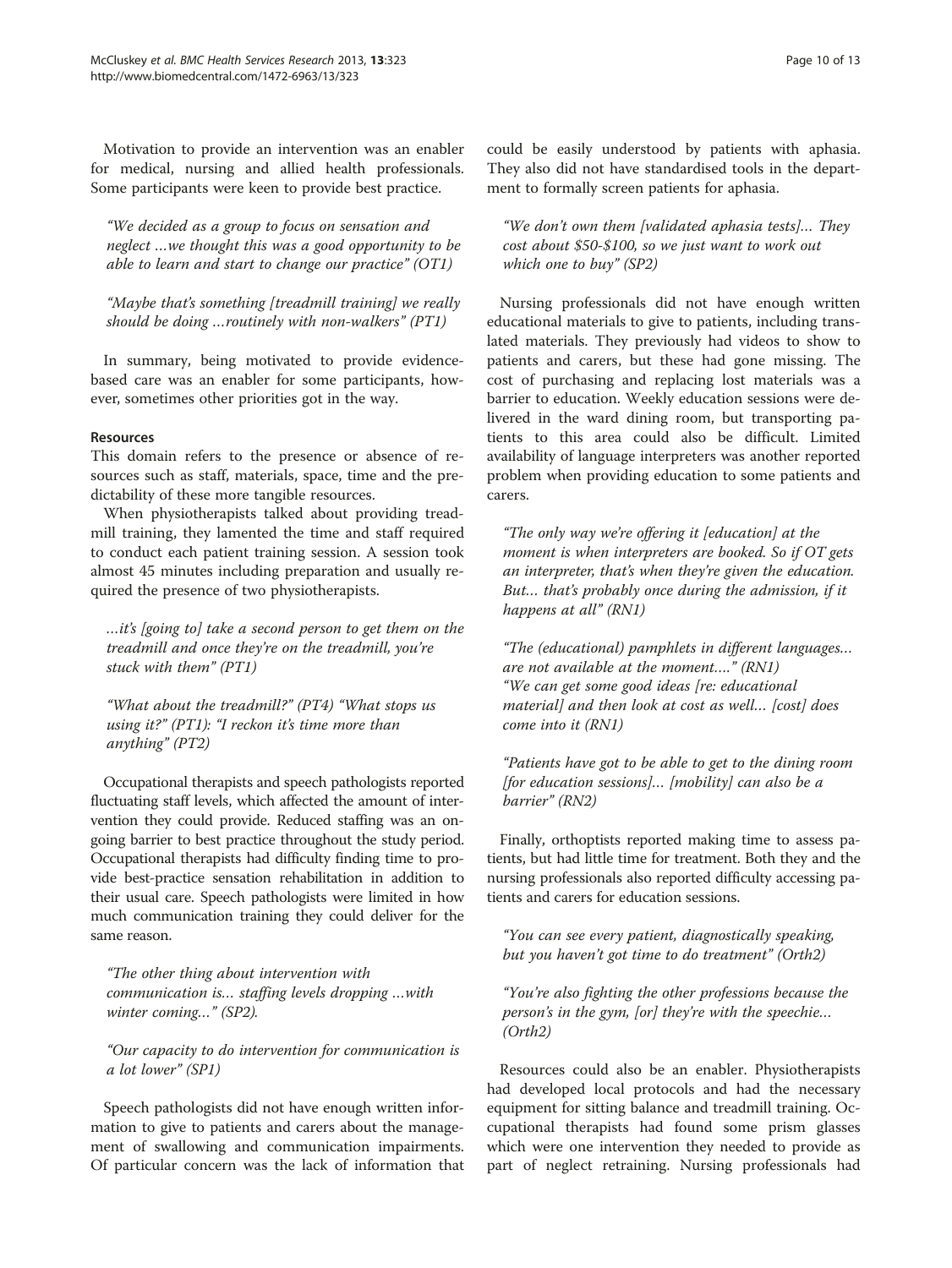Motivation to provide an intervention was an enabler for medical, nursing and allied health professionals. Some participants were keen to provide best practice.

> "We decided as a group to focus on sensation and neglect ...we thought this was a good opportunity to be able to learn and start to change our practice" (OT1)

> "Maybe that's something [treadmill training] we really should be doing ...routinely with non-walkers" (PT1)

In summary, being motivated to provide evidence-based care was an enabler for some participants, however, sometimes other priorities got in the way.

### Resources

This domain refers to the presence or absence of resources such as staff, materials, space, time and the predictability of these more tangible resources.

When physiotherapists talked about providing treadmill training, they lamented the time and staff required to conduct each patient training session. A session took almost 45 minutes including preparation and usually required the presence of two physiotherapists.

> ...it's [going to] take a second person to get them on the treadmill and once they're on the treadmill, you're stuck with them" (PT1)

> "What about the treadmill?" (PT4) "What stops us using it?" (PT1): "I reckon it's time more than anything" (PT2)

Occupational therapists and speech pathologists reported fluctuating staff levels, which affected the amount of intervention they could provide. Reduced staffing was an ongoing barrier to best practice throughout the study period. Occupational therapists had difficulty finding time to provide best-practice sensation rehabilitation in addition to their usual care. Speech pathologists were limited in how much communication training they could deliver for the same reason.

> "The other thing about intervention with communication is... staffing levels dropping ...with winter coming..." (SP2).

> "Our capacity to do intervention for communication is a lot lower" (SP1)

Speech pathologists did not have enough written information to give to patients and carers about the management of swallowing and communication impairments. Of particular concern was the lack of information that could be easily understood by patients with aphasia. They also did not have standardised tools in the department to formally screen patients for aphasia.

> "We don't own them [validated aphasia tests]... They cost about $50-$100, so we just want to work out which one to buy" (SP2)

Nursing professionals did not have enough written educational materials to give to patients, including translated materials. They previously had videos to show to patients and carers, but these had gone missing. The cost of purchasing and replacing lost materials was a barrier to education. Weekly education sessions were delivered in the ward dining room, but transporting patients to this area could also be difficult. Limited availability of language interpreters was another reported problem when providing education to some patients and carers.

> "The only way we're offering it [education] at the moment is when interpreters are booked. So if OT gets an interpreter, that's when they're given the education. But... that's probably once during the admission, if it happens at all" (RN1)

> "The (educational) pamphlets in different languages... are not available at the moment...." (RN1)
> "We can get some good ideas [re: educational material] and then look at cost as well... [cost] does come into it (RN1)

> "Patients have got to be able to get to the dining room [for education sessions]... [mobility] can also be a barrier" (RN2)

Finally, orthoptists reported making time to assess patients, but had little time for treatment. Both they and the nursing professionals also reported difficulty accessing patients and carers for education sessions.

> "You can see every patient, diagnostically speaking, but you haven't got time to do treatment" (Orth2)

> "You're also fighting the other professions because the person's in the gym, [or] they're with the speechie... (Orth2)

Resources could also be an enabler. Physiotherapists had developed local protocols and had the necessary equipment for sitting balance and treadmill training. Occupational therapists had found some prism glasses which were one intervention they needed to provide as part of neglect retraining. Nursing professionals had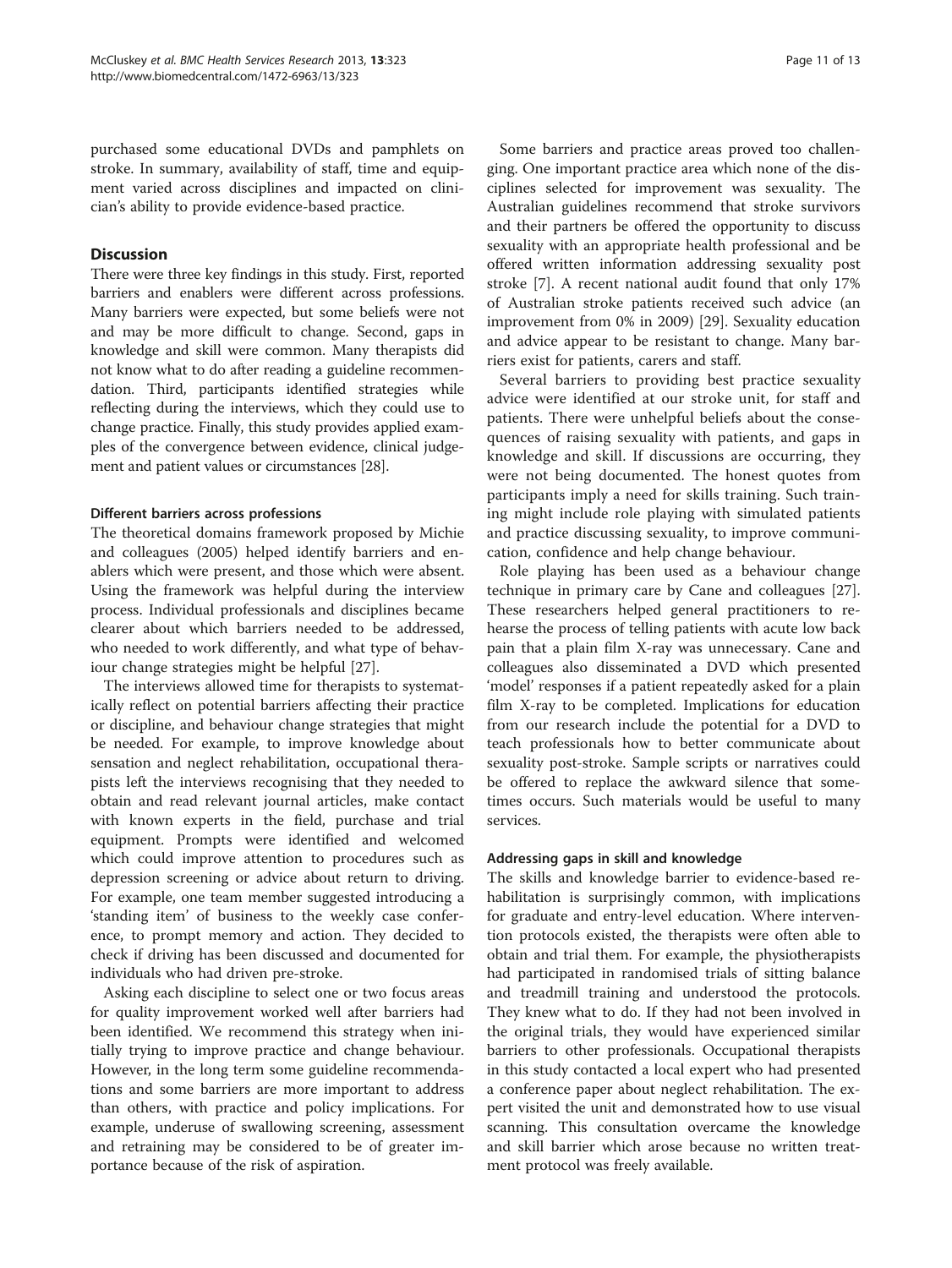purchased some educational DVDs and pamphlets on stroke. In summary, availability of staff, time and equipment varied across disciplines and impacted on clinician's ability to provide evidence-based practice.

## Discussion

There were three key findings in this study. First, reported barriers and enablers were different across professions. Many barriers were expected, but some beliefs were not and may be more difficult to change. Second, gaps in knowledge and skill were common. Many therapists did not know what to do after reading a guideline recommendation. Third, participants identified strategies while reflecting during the interviews, which they could use to change practice. Finally, this study provides applied examples of the convergence between evidence, clinical judgement and patient values or circumstances [28].

### Different barriers across professions

The theoretical domains framework proposed by Michie and colleagues (2005) helped identify barriers and enablers which were present, and those which were absent. Using the framework was helpful during the interview process. Individual professionals and disciplines became clearer about which barriers needed to be addressed, who needed to work differently, and what type of behaviour change strategies might be helpful [27].

The interviews allowed time for therapists to systematically reflect on potential barriers affecting their practice or discipline, and behaviour change strategies that might be needed. For example, to improve knowledge about sensation and neglect rehabilitation, occupational therapists left the interviews recognising that they needed to obtain and read relevant journal articles, make contact with known experts in the field, purchase and trial equipment. Prompts were identified and welcomed which could improve attention to procedures such as depression screening or advice about return to driving. For example, one team member suggested introducing a 'standing item' of business to the weekly case conference, to prompt memory and action. They decided to check if driving has been discussed and documented for individuals who had driven pre-stroke.

Asking each discipline to select one or two focus areas for quality improvement worked well after barriers had been identified. We recommend this strategy when initially trying to improve practice and change behaviour. However, in the long term some guideline recommendations and some barriers are more important to address than others, with practice and policy implications. For example, underuse of swallowing screening, assessment and retraining may be considered to be of greater importance because of the risk of aspiration.

Some barriers and practice areas proved too challenging. One important practice area which none of the disciplines selected for improvement was sexuality. The Australian guidelines recommend that stroke survivors and their partners be offered the opportunity to discuss sexuality with an appropriate health professional and be offered written information addressing sexuality post stroke [7]. A recent national audit found that only 17% of Australian stroke patients received such advice (an improvement from 0% in 2009) [29]. Sexuality education and advice appear to be resistant to change. Many barriers exist for patients, carers and staff.

Several barriers to providing best practice sexuality advice were identified at our stroke unit, for staff and patients. There were unhelpful beliefs about the consequences of raising sexuality with patients, and gaps in knowledge and skill. If discussions are occurring, they were not being documented. The honest quotes from participants imply a need for skills training. Such training might include role playing with simulated patients and practice discussing sexuality, to improve communication, confidence and help change behaviour.

Role playing has been used as a behaviour change technique in primary care by Cane and colleagues [27]. These researchers helped general practitioners to rehearse the process of telling patients with acute low back pain that a plain film X-ray was unnecessary. Cane and colleagues also disseminated a DVD which presented 'model' responses if a patient repeatedly asked for a plain film X-ray to be completed. Implications for education from our research include the potential for a DVD to teach professionals how to better communicate about sexuality post-stroke. Sample scripts or narratives could be offered to replace the awkward silence that sometimes occurs. Such materials would be useful to many services.

### Addressing gaps in skill and knowledge

The skills and knowledge barrier to evidence-based rehabilitation is surprisingly common, with implications for graduate and entry-level education. Where intervention protocols existed, the therapists were often able to obtain and trial them. For example, the physiotherapists had participated in randomised trials of sitting balance and treadmill training and understood the protocols. They knew what to do. If they had not been involved in the original trials, they would have experienced similar barriers to other professionals. Occupational therapists in this study contacted a local expert who had presented a conference paper about neglect rehabilitation. The expert visited the unit and demonstrated how to use visual scanning. This consultation overcame the knowledge and skill barrier which arose because no written treatment protocol was freely available.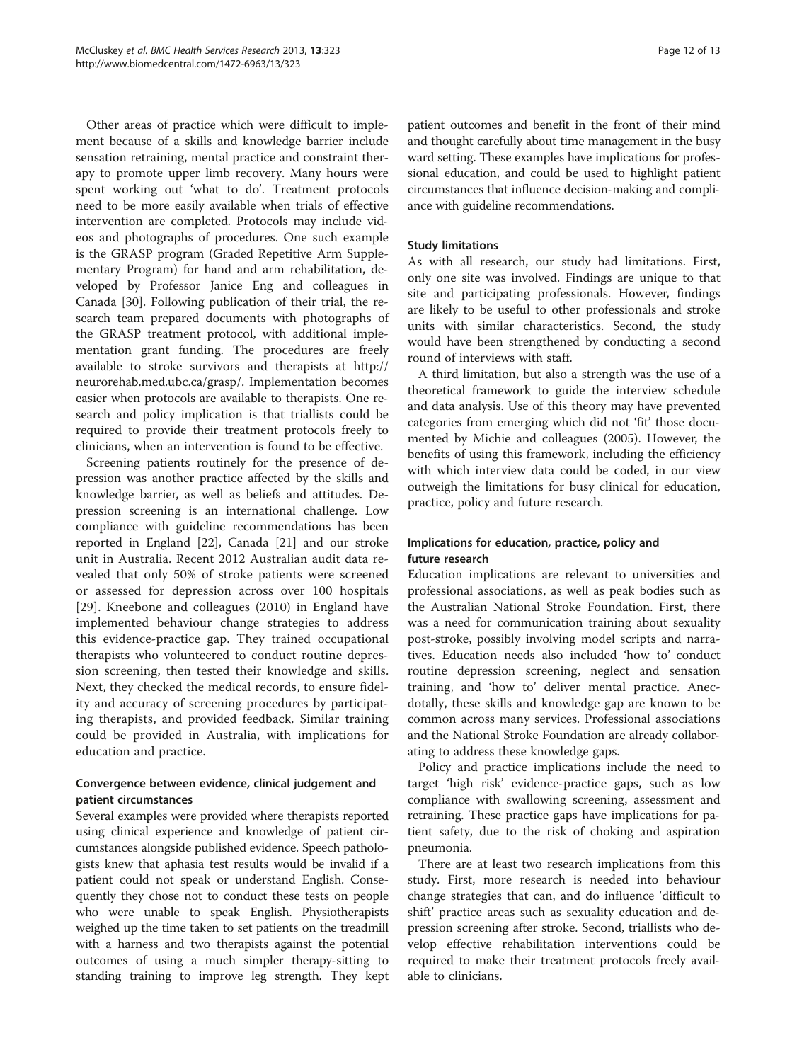Other areas of practice which were difficult to implement because of a skills and knowledge barrier include sensation retraining, mental practice and constraint therapy to promote upper limb recovery. Many hours were spent working out 'what to do'. Treatment protocols need to be more easily available when trials of effective intervention are completed. Protocols may include videos and photographs of procedures. One such example is the GRASP program (Graded Repetitive Arm Supplementary Program) for hand and arm rehabilitation, developed by Professor Janice Eng and colleagues in Canada [30]. Following publication of their trial, the research team prepared documents with photographs of the GRASP treatment protocol, with additional implementation grant funding. The procedures are freely available to stroke survivors and therapists at http://neurorehab.med.ubc.ca/grasp/. Implementation becomes easier when protocols are available to therapists. One research and policy implication is that triallists could be required to provide their treatment protocols freely to clinicians, when an intervention is found to be effective.

Screening patients routinely for the presence of depression was another practice affected by the skills and knowledge barrier, as well as beliefs and attitudes. Depression screening is an international challenge. Low compliance with guideline recommendations has been reported in England [22], Canada [21] and our stroke unit in Australia. Recent 2012 Australian audit data revealed that only 50% of stroke patients were screened or assessed for depression across over 100 hospitals [29]. Kneebone and colleagues (2010) in England have implemented behaviour change strategies to address this evidence-practice gap. They trained occupational therapists who volunteered to conduct routine depression screening, then tested their knowledge and skills. Next, they checked the medical records, to ensure fidelity and accuracy of screening procedures by participating therapists, and provided feedback. Similar training could be provided in Australia, with implications for education and practice.

### Convergence between evidence, clinical judgement and patient circumstances

Several examples were provided where therapists reported using clinical experience and knowledge of patient circumstances alongside published evidence. Speech pathologists knew that aphasia test results would be invalid if a patient could not speak or understand English. Consequently they chose not to conduct these tests on people who were unable to speak English. Physiotherapists weighed up the time taken to set patients on the treadmill with a harness and two therapists against the potential outcomes of using a much simpler therapy-sitting to standing training to improve leg strength. They kept patient outcomes and benefit in the front of their mind and thought carefully about time management in the busy ward setting. These examples have implications for professional education, and could be used to highlight patient circumstances that influence decision-making and compliance with guideline recommendations.

### Study limitations

As with all research, our study had limitations. First, only one site was involved. Findings are unique to that site and participating professionals. However, findings are likely to be useful to other professionals and stroke units with similar characteristics. Second, the study would have been strengthened by conducting a second round of interviews with staff.

A third limitation, but also a strength was the use of a theoretical framework to guide the interview schedule and data analysis. Use of this theory may have prevented categories from emerging which did not 'fit' those documented by Michie and colleagues (2005). However, the benefits of using this framework, including the efficiency with which interview data could be coded, in our view outweigh the limitations for busy clinical for education, practice, policy and future research.

### Implications for education, practice, policy and future research

Education implications are relevant to universities and professional associations, as well as peak bodies such as the Australian National Stroke Foundation. First, there was a need for communication training about sexuality post-stroke, possibly involving model scripts and narratives. Education needs also included 'how to' conduct routine depression screening, neglect and sensation training, and 'how to' deliver mental practice. Anecdotally, these skills and knowledge gap are known to be common across many services. Professional associations and the National Stroke Foundation are already collaborating to address these knowledge gaps.

Policy and practice implications include the need to target 'high risk' evidence-practice gaps, such as low compliance with swallowing screening, assessment and retraining. These practice gaps have implications for patient safety, due to the risk of choking and aspiration pneumonia.

There are at least two research implications from this study. First, more research is needed into behaviour change strategies that can, and do influence 'difficult to shift' practice areas such as sexuality education and depression screening after stroke. Second, triallists who develop effective rehabilitation interventions could be required to make their treatment protocols freely available to clinicians.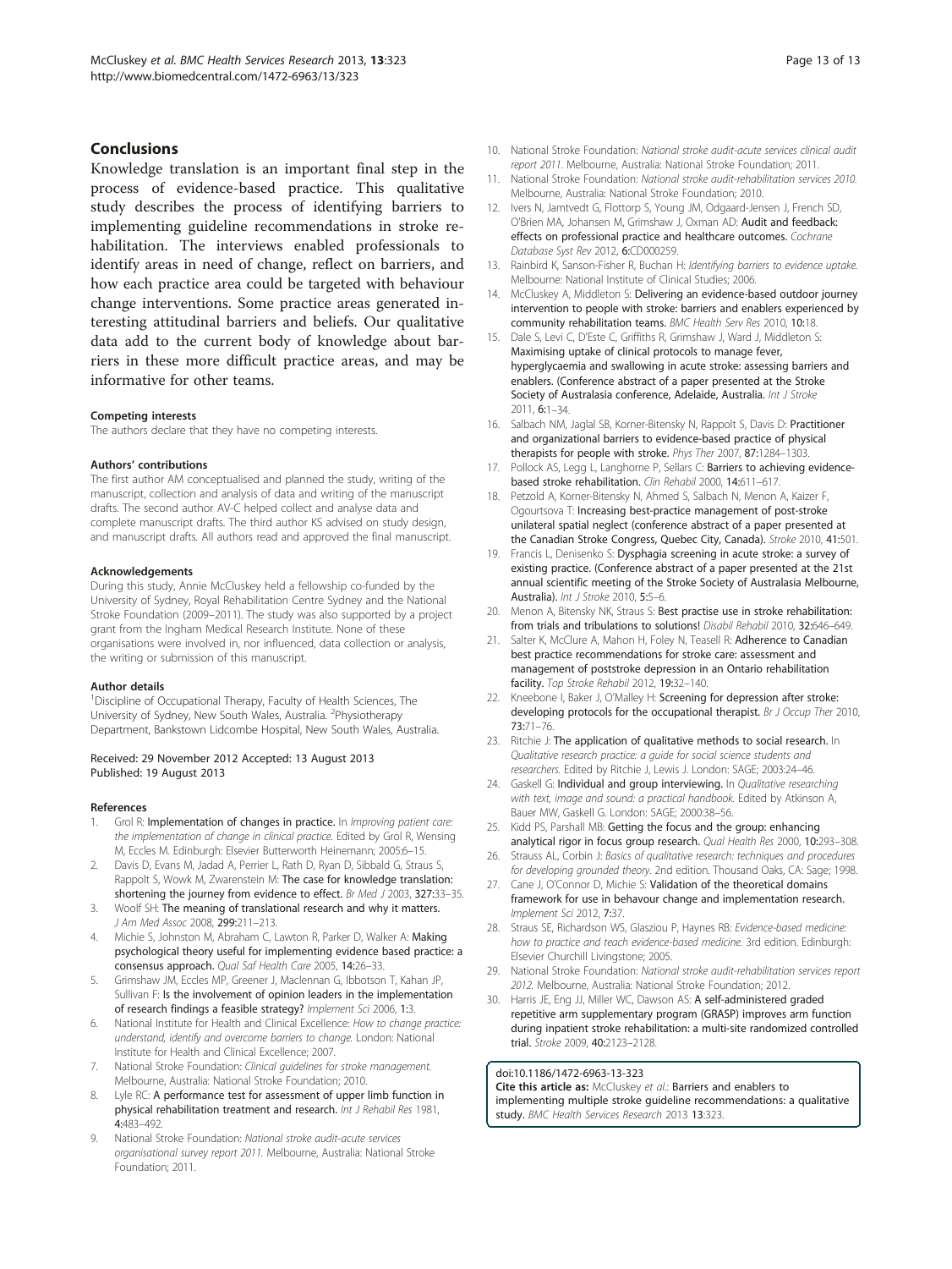## Conclusions

Knowledge translation is an important final step in the process of evidence-based practice. This qualitative study describes the process of identifying barriers to implementing guideline recommendations in stroke rehabilitation. The interviews enabled professionals to identify areas in need of change, reflect on barriers, and how each practice area could be targeted with behaviour change interventions. Some practice areas generated interesting attitudinal barriers and beliefs. Our qualitative data add to the current body of knowledge about barriers in these more difficult practice areas, and may be informative for other teams.

#### Competing interests

The authors declare that they have no competing interests.

#### Authors' contributions

The first author AM conceptualised and planned the study, writing of the manuscript, collection and analysis of data and writing of the manuscript drafts. The second author AV-C helped collect and analyse data and complete manuscript drafts. The third author KS advised on study design, and manuscript drafts. All authors read and approved the final manuscript.

#### Acknowledgements

During this study, Annie McCluskey held a fellowship co-funded by the University of Sydney, Royal Rehabilitation Centre Sydney and the National Stroke Foundation (2009–2011). The study was also supported by a project grant from the Ingham Medical Research Institute. None of these organisations were involved in, nor influenced, data collection or analysis, the writing or submission of this manuscript.

#### Author details

[1]Discipline of Occupational Therapy, Faculty of Health Sciences, The University of Sydney, New South Wales, Australia. [2]Physiotherapy Department, Bankstown Lidcombe Hospital, New South Wales, Australia.

Received: 29 November 2012 Accepted: 13 August 2013
Published: 19 August 2013

#### References

1. Grol R: **Implementation of changes in practice.** In *Improving patient care: the implementation of change in clinical practice.* Edited by Grol R, Wensing M, Eccles M. Edinburgh: Elsevier Butterworth Heinemann; 2005:6–15.
2. Davis D, Evans M, Jadad A, Perrier L, Rath D, Ryan D, Sibbald G, Straus S, Rappolt S, Wowk M, Zwarenstein M: **The case for knowledge translation: shortening the journey from evidence to effect.** *Br Med J* 2003, **327:**33–35.
3. Woolf SH: **The meaning of translational research and why it matters.** *J Am Med Assoc* 2008, **299:**211–213.
4. Michie S, Johnston M, Abraham C, Lawton R, Parker D, Walker A: **Making psychological theory useful for implementing evidence based practice: a consensus approach.** *Qual Saf Health Care* 2005, **14:**26–33.
5. Grimshaw JM, Eccles MP, Greener J, Maclennan G, Ibbotson T, Kahan JP, Sullivan F: **Is the involvement of opinion leaders in the implementation of research findings a feasible strategy?** *Implement Sci* 2006, **1:**3.
6. National Institute for Health and Clinical Excellence: *How to change practice: understand, identify and overcome barriers to change.* London: National Institute for Health and Clinical Excellence; 2007.
7. National Stroke Foundation: *Clinical guidelines for stroke management.* Melbourne, Australia: National Stroke Foundation; 2010.
8. Lyle RC: **A performance test for assessment of upper limb function in physical rehabilitation treatment and research.** *Int J Rehabil Res* 1981, **4:**483–492.
9. National Stroke Foundation: *National stroke audit-acute services organisational survey report 2011.* Melbourne, Australia: National Stroke Foundation; 2011.
10. National Stroke Foundation: *National stroke audit-acute services clinical audit report 2011.* Melbourne, Australia: National Stroke Foundation; 2011.
11. National Stroke Foundation: *National stroke audit-rehabilitation services 2010.* Melbourne, Australia: National Stroke Foundation; 2010.
12. Ivers N, Jamtvedt G, Flottorp S, Young JM, Odgaard-Jensen J, French SD, O'Brien MA, Johansen M, Grimshaw J, Oxman AD: **Audit and feedback: effects on professional practice and healthcare outcomes.** *Cochrane Database Syst Rev* 2012, **6:**CD000259.
13. Rainbird K, Sanson-Fisher R, Buchan H: *Identifying barriers to evidence uptake.* Melbourne: National Institute of Clinical Studies; 2006.
14. McCluskey A, Middleton S: **Delivering an evidence-based outdoor journey intervention to people with stroke: barriers and enablers experienced by community rehabilitation teams.** *BMC Health Serv Res* 2010, **10:**18.
15. Dale S, Levi C, D'Este C, Griffiths R, Grimshaw J, Ward J, Middleton S: **Maximising uptake of clinical protocols to manage fever, hyperglycaemia and swallowing in acute stroke: assessing barriers and enablers. (Conference abstract of a paper presented at the Stroke Society of Australasia conference, Adelaide, Australia.** *Int J Stroke* 2011, **6:**1–34.
16. Salbach NM, Jaglal SB, Korner-Bitensky N, Rappolt S, Davis D: **Practitioner and organizational barriers to evidence-based practice of physical therapists for people with stroke.** *Phys Ther* 2007, **87:**1284–1303.
17. Pollock AS, Legg L, Langhorne P, Sellars C: **Barriers to achieving evidence-based stroke rehabilitation.** *Clin Rehabil* 2000, **14:**611–617.
18. Petzold A, Korner-Bitensky N, Ahmed S, Salbach N, Menon A, Kaizer F, Ogourtsova T: **Increasing best-practice management of post-stroke unilateral spatial neglect (conference abstract of a paper presented at the Canadian Stroke Congress, Quebec City, Canada).** *Stroke* 2010, **41:**501.
19. Francis L, Denisenko S: **Dysphagia screening in acute stroke: a survey of existing practice. (Conference abstract of a paper presented at the 21st annual scientific meeting of the Stroke Society of Australasia Melbourne, Australia).** *Int J Stroke* 2010, **5:**5–6.
20. Menon A, Bitensky NK, Straus S: **Best practise use in stroke rehabilitation: from trials and tribulations to solutions!** *Disabil Rehabil* 2010, **32:**646–649.
21. Salter K, McClure A, Mahon H, Foley N, Teasell R: **Adherence to Canadian best practice recommendations for stroke care: assessment and management of poststroke depression in an Ontario rehabilitation facility.** *Top Stroke Rehabil* 2012, **19:**32–140.
22. Kneebone I, Baker J, O'Malley H: **Screening for depression after stroke: developing protocols for the occupational therapist.** *Br J Occup Ther* 2010, **73:**71–76.
23. Ritchie J: **The application of qualitative methods to social research.** In *Qualitative research practice: a guide for social science students and researchers.* Edited by Ritchie J, Lewis J. London: SAGE; 2003:24–46.
24. Gaskell G: **Individual and group interviewing.** In *Qualitative researching with text, image and sound: a practical handbook.* Edited by Atkinson A, Bauer MW, Gaskell G. London: SAGE; 2000:38–56.
25. Kidd PS, Parshall MB: **Getting the focus and the group: enhancing analytical rigor in focus group research.** *Qual Health Res* 2000, **10:**293–308.
26. Strauss AL, Corbin J: *Basics of qualitative research: techniques and procedures for developing grounded theory.* 2nd edition. Thousand Oaks, CA: Sage; 1998.
27. Cane J, O'Connor D, Michie S: **Validation of the theoretical domains framework for use in behaviour change and implementation research.** *Implement Sci* 2012, **7:**37.
28. Straus SE, Richardson WS, Glasziou P, Haynes RB: *Evidence-based medicine: how to practice and teach evidence-based medicine.* 3rd edition. Edinburgh: Elsevier Churchill Livingstone; 2005.
29. National Stroke Foundation: *National stroke audit-rehabilitation services report 2012.* Melbourne, Australia: National Stroke Foundation; 2012.
30. Harris JE, Eng JJ, Miller WC, Dawson AS: **A self-administered graded repetitive arm supplementary program (GRASP) improves arm function during inpatient stroke rehabilitation: a multi-site randomized controlled trial.** *Stroke* 2009, **40:**2123–2128.

doi:10.1186/1472-6963-13-323

**Cite this article as:** McCluskey *et al.*: Barriers and enablers to implementing multiple stroke guideline recommendations: a qualitative study. *BMC Health Services Research* 2013 **13**:323.